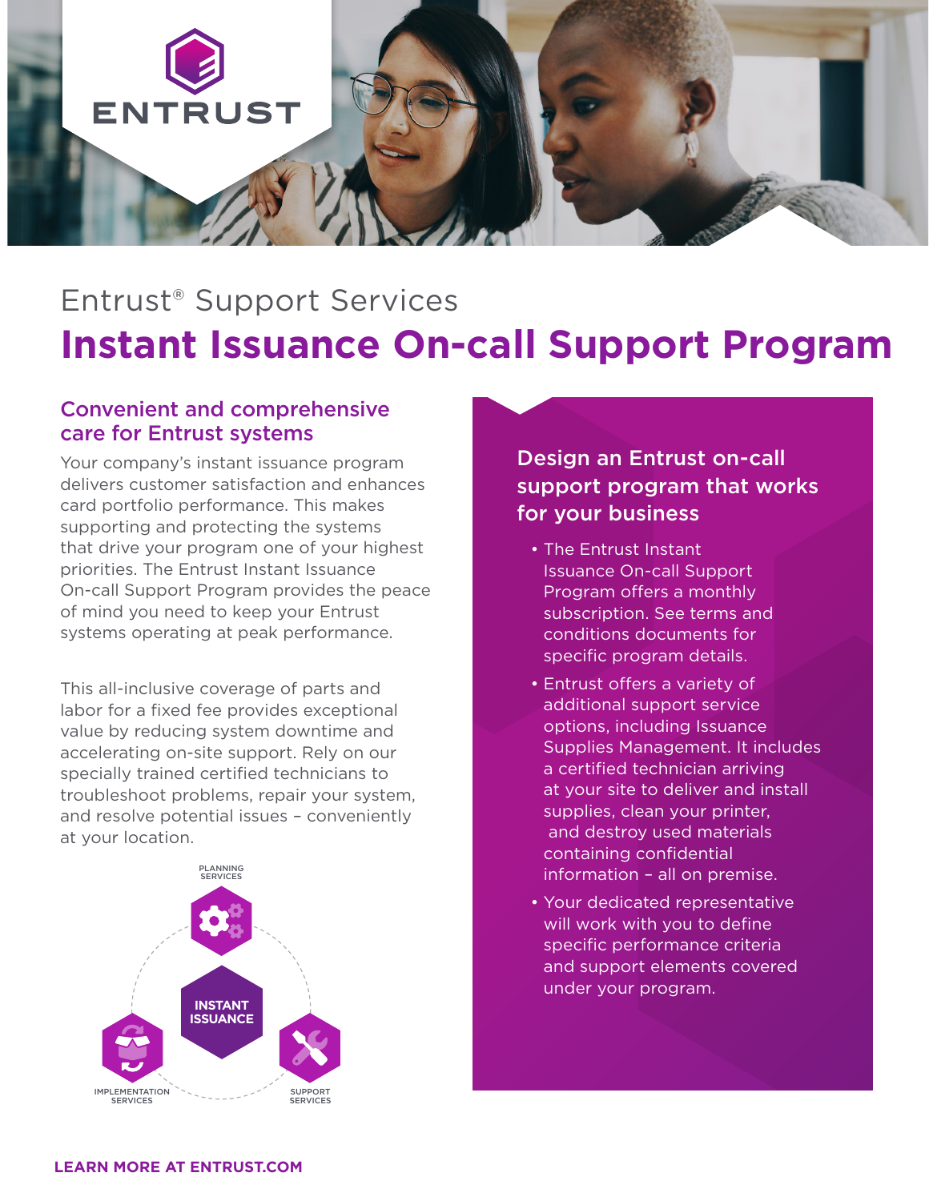Entrust® Support Services

# Instant Issuance On-call Support Program

## Convenient and comprehensive care for Entrust systems

Your company's instant issuance program delivers customer satisfaction and enhances card portfolio performance. This makes supporting and protecting the systems that drive your program one of your highest priorities. The Entrust Instant Issuance On-call Support Program provides the peace of mind you need to keep your Entrust systems operating at peak performance.

This all-inclusive coverage of parts and labor for a fixed fee provides exceptional value by reducing system downtime and accelerating on-site support. Rely on our specially trained certified technicians to troubleshoot problems, repair your system, and resolve potential issues – conveniently at your location.

PLANNING SERVICES

INSTANT ISSUANCE

IMPLEMENTATION SERVICES

SUPPORT SERVICES

### Design an Entrust on-call support program that works for your business

- The Entrust Instant Issuance On-call Support Program offers a monthly subscription. See terms and conditions documents for specific program details.
- Entrust offers a variety of additional support service options, including Issuance Supplies Management. It includes a certified technician arriving at your site to deliver and install supplies, clean your printer, and destroy used materials containing confidential information – all on premise.
- Your dedicated representative will work with you to define specific performance criteria and support elements covered under your program.

**LEARN MORE AT ENTRUST.COM**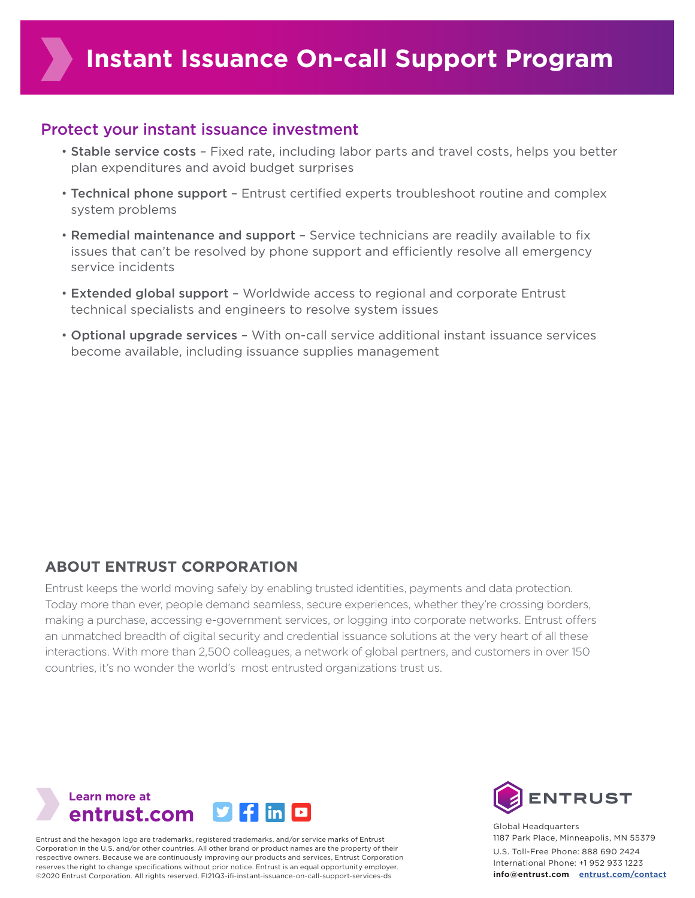# Instant Issuance On-call Support Program

## Protect your instant issuance investment

- **Stable service costs** – Fixed rate, including labor parts and travel costs, helps you better plan expenditures and avoid budget surprises
- **Technical phone support** – Entrust certified experts troubleshoot routine and complex system problems
- **Remedial maintenance and support** – Service technicians are readily available to fix issues that can't be resolved by phone support and efficiently resolve all emergency service incidents
- **Extended global support** – Worldwide access to regional and corporate Entrust technical specialists and engineers to resolve system issues
- **Optional upgrade services** – With on-call service additional instant issuance services become available, including issuance supplies management

## ABOUT ENTRUST CORPORATION

Entrust keeps the world moving safely by enabling trusted identities, payments and data protection. Today more than ever, people demand seamless, secure experiences, whether they're crossing borders, making a purchase, accessing e-government services, or logging into corporate networks. Entrust offers an unmatched breadth of digital security and credential issuance solutions at the very heart of all these interactions. With more than 2,500 colleagues, a network of global partners, and customers in over 150 countries, it's no wonder the world's most entrusted organizations trust us.

Learn more at
**entrust.com**

Entrust and the hexagon logo are trademarks, registered trademarks, and/or service marks of Entrust Corporation in the U.S. and/or other countries. All other brand or product names are the property of their respective owners. Because we are continuously improving our products and services, Entrust Corporation reserves the right to change specifications without prior notice. Entrust is an equal opportunity employer. ©2020 Entrust Corporation. All rights reserved. FI21Q3-ifi-instant-issuance-on-call-support-services-ds

ENTRUST

Global Headquarters
1187 Park Place, Minneapolis, MN 55379
U.S. Toll-Free Phone: 888 690 2424
International Phone: +1 952 933 1223
**info@entrust.com** entrust.com/contact